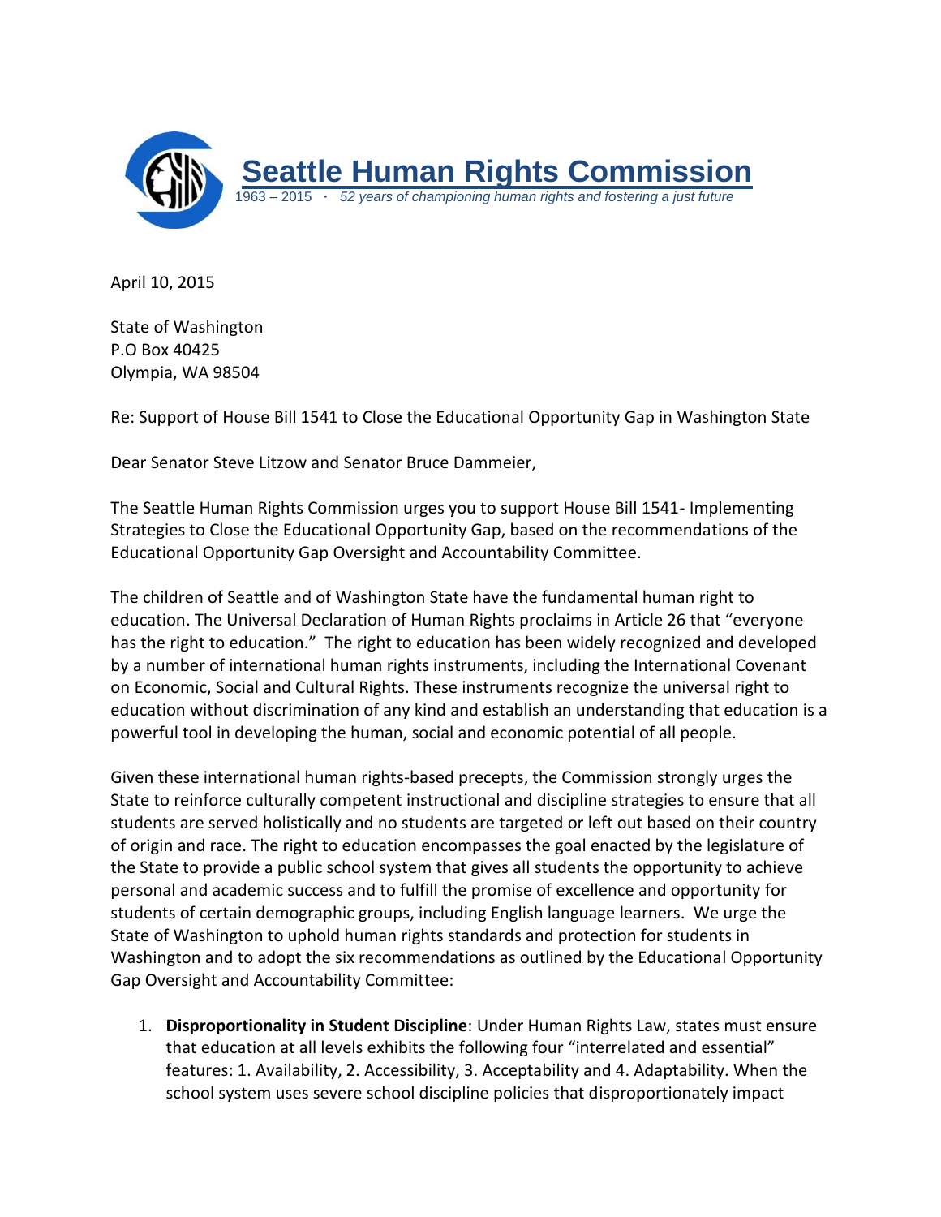# Seattle Human Rights Commission

1963 – 2015 · *52 years of championing human rights and fostering a just future*

April 10, 2015

State of Washington
P.O Box 40425
Olympia, WA 98504

Re: Support of House Bill 1541 to Close the Educational Opportunity Gap in Washington State

Dear Senator Steve Litzow and Senator Bruce Dammeier,

The Seattle Human Rights Commission urges you to support House Bill 1541- Implementing Strategies to Close the Educational Opportunity Gap, based on the recommendations of the Educational Opportunity Gap Oversight and Accountability Committee.

The children of Seattle and of Washington State have the fundamental human right to education. The Universal Declaration of Human Rights proclaims in Article 26 that "everyone has the right to education." The right to education has been widely recognized and developed by a number of international human rights instruments, including the International Covenant on Economic, Social and Cultural Rights. These instruments recognize the universal right to education without discrimination of any kind and establish an understanding that education is a powerful tool in developing the human, social and economic potential of all people.

Given these international human rights-based precepts, the Commission strongly urges the State to reinforce culturally competent instructional and discipline strategies to ensure that all students are served holistically and no students are targeted or left out based on their country of origin and race. The right to education encompasses the goal enacted by the legislature of the State to provide a public school system that gives all students the opportunity to achieve personal and academic success and to fulfill the promise of excellence and opportunity for students of certain demographic groups, including English language learners. We urge the State of Washington to uphold human rights standards and protection for students in Washington and to adopt the six recommendations as outlined by the Educational Opportunity Gap Oversight and Accountability Committee:

1. **Disproportionality in Student Discipline**: Under Human Rights Law, states must ensure that education at all levels exhibits the following four "interrelated and essential" features: 1. Availability, 2. Accessibility, 3. Acceptability and 4. Adaptability. When the school system uses severe school discipline policies that disproportionately impact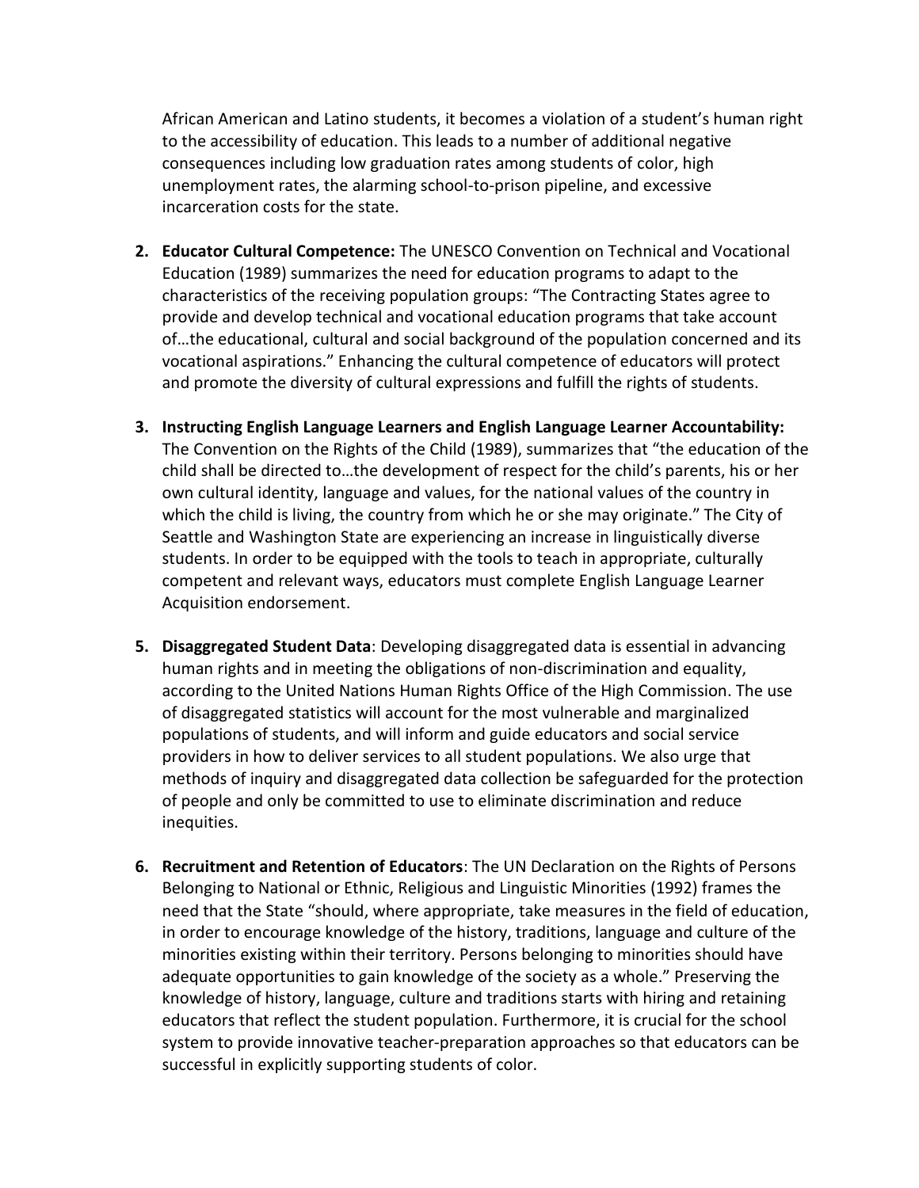African American and Latino students, it becomes a violation of a student's human right to the accessibility of education. This leads to a number of additional negative consequences including low graduation rates among students of color, high unemployment rates, the alarming school-to-prison pipeline, and excessive incarceration costs for the state.

2. **Educator Cultural Competence:** The UNESCO Convention on Technical and Vocational Education (1989) summarizes the need for education programs to adapt to the characteristics of the receiving population groups: "The Contracting States agree to provide and develop technical and vocational education programs that take account of…the educational, cultural and social background of the population concerned and its vocational aspirations." Enhancing the cultural competence of educators will protect and promote the diversity of cultural expressions and fulfill the rights of students.

3. **Instructing English Language Learners and English Language Learner Accountability:** The Convention on the Rights of the Child (1989), summarizes that "the education of the child shall be directed to…the development of respect for the child's parents, his or her own cultural identity, language and values, for the national values of the country in which the child is living, the country from which he or she may originate." The City of Seattle and Washington State are experiencing an increase in linguistically diverse students. In order to be equipped with the tools to teach in appropriate, culturally competent and relevant ways, educators must complete English Language Learner Acquisition endorsement.

5. **Disaggregated Student Data**: Developing disaggregated data is essential in advancing human rights and in meeting the obligations of non-discrimination and equality, according to the United Nations Human Rights Office of the High Commission. The use of disaggregated statistics will account for the most vulnerable and marginalized populations of students, and will inform and guide educators and social service providers in how to deliver services to all student populations. We also urge that methods of inquiry and disaggregated data collection be safeguarded for the protection of people and only be committed to use to eliminate discrimination and reduce inequities.

6. **Recruitment and Retention of Educators**: The UN Declaration on the Rights of Persons Belonging to National or Ethnic, Religious and Linguistic Minorities (1992) frames the need that the State "should, where appropriate, take measures in the field of education, in order to encourage knowledge of the history, traditions, language and culture of the minorities existing within their territory. Persons belonging to minorities should have adequate opportunities to gain knowledge of the society as a whole." Preserving the knowledge of history, language, culture and traditions starts with hiring and retaining educators that reflect the student population. Furthermore, it is crucial for the school system to provide innovative teacher-preparation approaches so that educators can be successful in explicitly supporting students of color.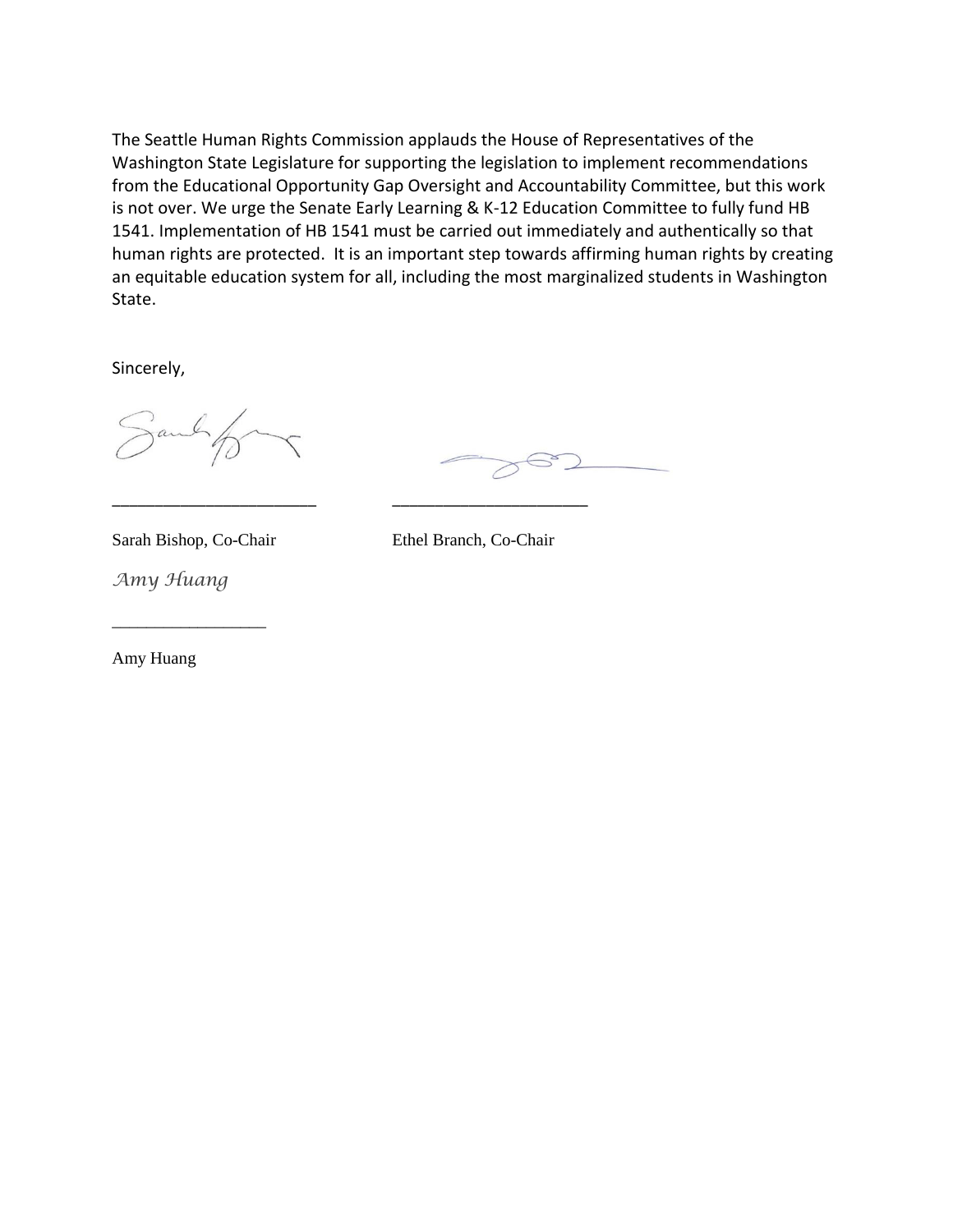The Seattle Human Rights Commission applauds the House of Representatives of the Washington State Legislature for supporting the legislation to implement recommendations from the Educational Opportunity Gap Oversight and Accountability Committee, but this work is not over. We urge the Senate Early Learning & K-12 Education Committee to fully fund HB 1541. Implementation of HB 1541 must be carried out immediately and authentically so that human rights are protected. It is an important step towards affirming human rights by creating an equitable education system for all, including the most marginalized students in Washington State.

Sincerely,

______________________ ______________________

Sarah Bishop, Co-Chair Ethel Branch, Co-Chair

*Amy Huang*

_________________

Amy Huang